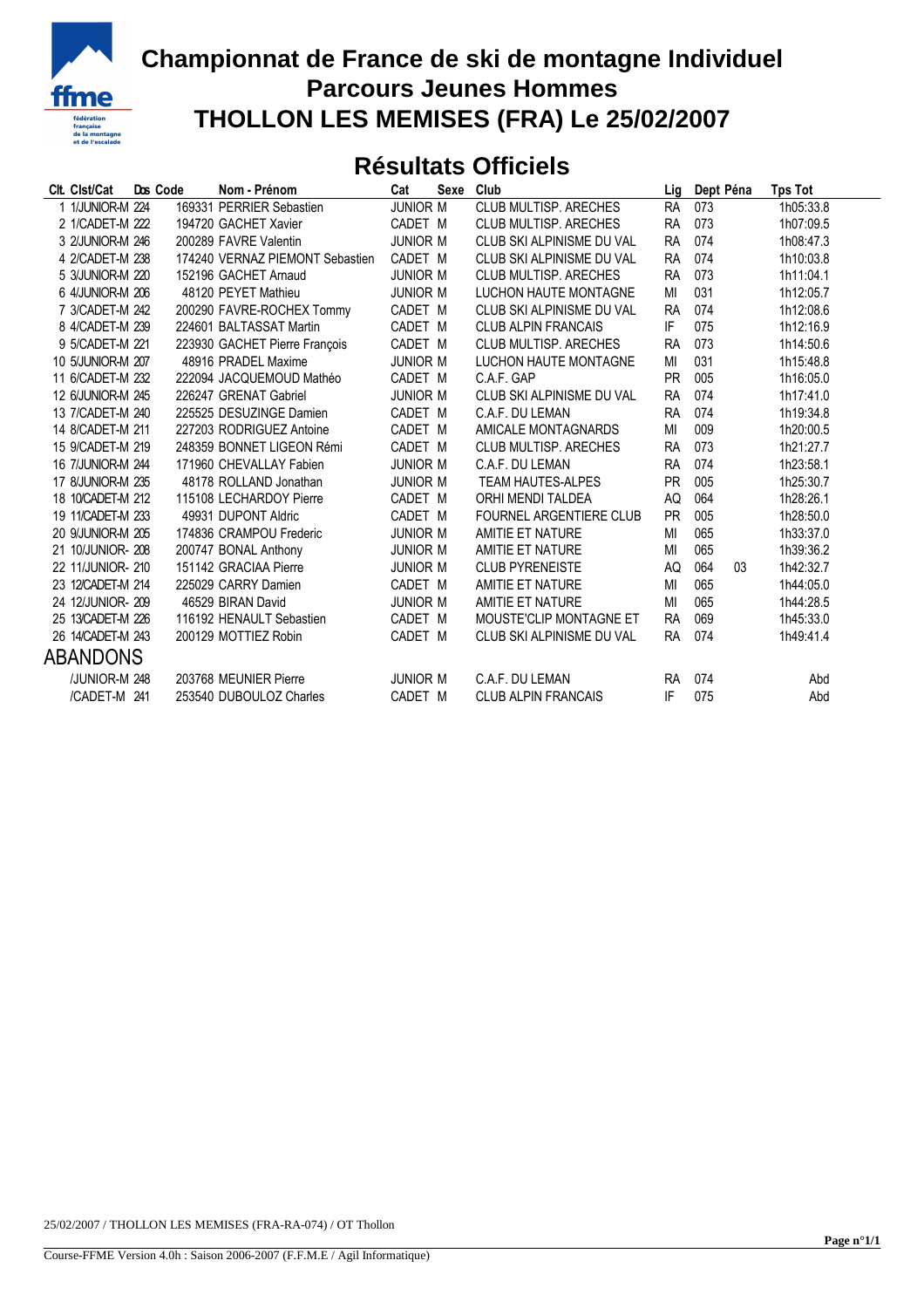# Championnat de France de ski de montagne Individuel
## Parcours Jeunes Hommes
## THOLLON LES MEMISES (FRA) Le 25/02/2007

## Résultats Officiels

| Clt. | Clst/Cat | Dos | Code | Nom - Prénom | Cat | Sexe | Club | Lig | Dept | Péna | Tps Tot |
|---|---|---|---|---|---|---|---|---|---|---|---|
| 1 | 1/JUNIOR-M | 224 | 169331 | PERRIER Sebastien | JUNIOR | M | CLUB MULTISP. ARECHES | RA | 073 | | 1h05:33.8 |
| 2 | 1/CADET-M | 222 | 194720 | GACHET Xavier | CADET | M | CLUB MULTISP. ARECHES | RA | 073 | | 1h07:09.5 |
| 3 | 2/JUNIOR-M | 246 | 200289 | FAVRE Valentin | JUNIOR | M | CLUB SKI ALPINISME DU VAL | RA | 074 | | 1h08:47.3 |
| 4 | 2/CADET-M | 238 | 174240 | VERNAZ PIEMONT Sebastien | CADET | M | CLUB SKI ALPINISME DU VAL | RA | 074 | | 1h10:03.8 |
| 5 | 3/JUNIOR-M | 220 | 152196 | GACHET Arnaud | JUNIOR | M | CLUB MULTISP. ARECHES | RA | 073 | | 1h11:04.1 |
| 6 | 4/JUNIOR-M | 206 | 48120 | PEYET Mathieu | JUNIOR | M | LUCHON HAUTE MONTAGNE | MI | 031 | | 1h12:05.7 |
| 7 | 3/CADET-M | 242 | 200290 | FAVRE-ROCHEX Tommy | CADET | M | CLUB SKI ALPINISME DU VAL | RA | 074 | | 1h12:08.6 |
| 8 | 4/CADET-M | 239 | 224601 | BALTASSAT Martin | CADET | M | CLUB ALPIN FRANCAIS | IF | 075 | | 1h12:16.9 |
| 9 | 5/CADET-M | 221 | 223930 | GACHET Pierre François | CADET | M | CLUB MULTISP. ARECHES | RA | 073 | | 1h14:50.6 |
| 10 | 5/JUNIOR-M | 207 | 48916 | PRADEL Maxime | JUNIOR | M | LUCHON HAUTE MONTAGNE | MI | 031 | | 1h15:48.8 |
| 11 | 6/CADET-M | 232 | 222094 | JACQUEMOUD Mathéo | CADET | M | C.A.F. GAP | PR | 005 | | 1h16:05.0 |
| 12 | 6/JUNIOR-M | 245 | 226247 | GRENAT Gabriel | JUNIOR | M | CLUB SKI ALPINISME DU VAL | RA | 074 | | 1h17:41.0 |
| 13 | 7/CADET-M | 240 | 225525 | DESUZINGE Damien | CADET | M | C.A.F. DU LEMAN | RA | 074 | | 1h19:34.8 |
| 14 | 8/CADET-M | 211 | 227203 | RODRIGUEZ Antoine | CADET | M | AMICALE MONTAGNARDS | MI | 009 | | 1h20:00.5 |
| 15 | 9/CADET-M | 219 | 248359 | BONNET LIGEON Rémi | CADET | M | CLUB MULTISP. ARECHES | RA | 073 | | 1h21:27.7 |
| 16 | 7/JUNIOR-M | 244 | 171960 | CHEVALLAY Fabien | JUNIOR | M | C.A.F. DU LEMAN | RA | 074 | | 1h23:58.1 |
| 17 | 8/JUNIOR-M | 235 | 48178 | ROLLAND Jonathan | JUNIOR | M | TEAM HAUTES-ALPES | PR | 005 | | 1h25:30.7 |
| 18 | 10/CADET-M | 212 | 115108 | LECHARDOY Pierre | CADET | M | ORHI MENDI TALDEA | AQ | 064 | | 1h28:26.1 |
| 19 | 11/CADET-M | 233 | 49931 | DUPONT Aldric | CADET | M | FOURNEL ARGENTIERE CLUB | PR | 005 | | 1h28:50.0 |
| 20 | 9/JUNIOR-M | 205 | 174836 | CRAMPOU Frederic | JUNIOR | M | AMITIE ET NATURE | MI | 065 | | 1h33:37.0 |
| 21 | 10/JUNIOR- | 208 | 200747 | BONAL Anthony | JUNIOR | M | AMITIE ET NATURE | MI | 065 | | 1h39:36.2 |
| 22 | 11/JUNIOR- | 210 | 151142 | GRACIAA Pierre | JUNIOR | M | CLUB PYRENEISTE | AQ | 064 | 03 | 1h42:32.7 |
| 23 | 12/CADET-M | 214 | 225029 | CARRY Damien | CADET | M | AMITIE ET NATURE | MI | 065 | | 1h44:05.0 |
| 24 | 12/JUNIOR- | 209 | 46529 | BIRAN David | JUNIOR | M | AMITIE ET NATURE | MI | 065 | | 1h44:28.5 |
| 25 | 13/CADET-M | 226 | 116192 | HENAULT Sebastien | CADET | M | MOUSTE'CLIP MONTAGNE ET | RA | 069 | | 1h45:33.0 |
| 26 | 14/CADET-M | 243 | 200129 | MOTTIEZ Robin | CADET | M | CLUB SKI ALPINISME DU VAL | RA | 074 | | 1h49:41.4 |

## ABANDONS

| Clt. | Clst/Cat | Dos | Code | Nom - Prénom | Cat | Sexe | Club | Lig | Dept | Péna | Tps Tot |
|---|---|---|---|---|---|---|---|---|---|---|---|
| | /JUNIOR-M | 248 | 203768 | MEUNIER Pierre | JUNIOR | M | C.A.F. DU LEMAN | RA | 074 | | Abd |
| | /CADET-M | 241 | 253540 | DUBOULOZ Charles | CADET | M | CLUB ALPIN FRANCAIS | IF | 075 | | Abd |

25/02/2007 / THOLLON LES MEMISES (FRA-RA-074) / OT Thollon

Course-FFME Version 4.0h : Saison 2006-2007 (F.F.M.E / Agil Informatique)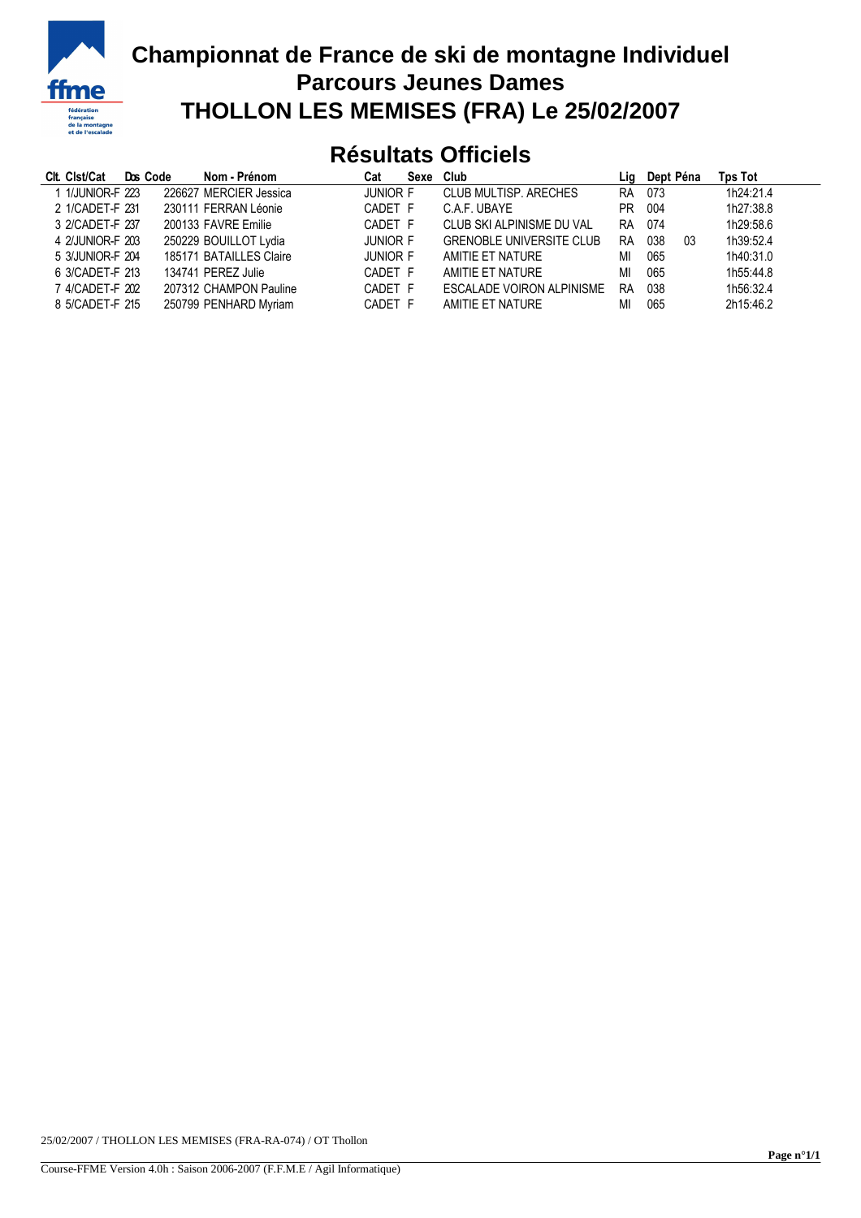# Championnat de France de ski de montagne Individuel
## Parcours Jeunes Dames
## THOLLON LES MEMISES (FRA) Le 25/02/2007

## Résultats Officiels

| Clt. | Clst/Cat | Dos | Code | Nom - Prénom | Cat | Sexe | Club | Lig | Dept | Péna | Tps Tot |
|---|---|---|---|---|---|---|---|---|---|---|---|
| 1 | 1/JUNIOR-F | 223 | 226627 | MERCIER Jessica | JUNIOR | F | CLUB MULTISP. ARECHES | RA | 073 | | 1h24:21.4 |
| 2 | 1/CADET-F | 231 | 230111 | FERRAN Léonie | CADET | F | C.A.F. UBAYE | PR | 004 | | 1h27:38.8 |
| 3 | 2/CADET-F | 237 | 200133 | FAVRE Emilie | CADET | F | CLUB SKI ALPINISME DU VAL | RA | 074 | | 1h29:58.6 |
| 4 | 2/JUNIOR-F | 203 | 250229 | BOUILLOT Lydia | JUNIOR | F | GRENOBLE UNIVERSITE CLUB | RA | 038 | 03 | 1h39:52.4 |
| 5 | 3/JUNIOR-F | 204 | 185171 | BATAILLES Claire | JUNIOR | F | AMITIE ET NATURE | MI | 065 | | 1h40:31.0 |
| 6 | 3/CADET-F | 213 | 134741 | PEREZ Julie | CADET | F | AMITIE ET NATURE | MI | 065 | | 1h55:44.8 |
| 7 | 4/CADET-F | 202 | 207312 | CHAMPON Pauline | CADET | F | ESCALADE VOIRON ALPINISME | RA | 038 | | 1h56:32.4 |
| 8 | 5/CADET-F | 215 | 250799 | PENHARD Myriam | CADET | F | AMITIE ET NATURE | MI | 065 | | 2h15:46.2 |

25/02/2007 / THOLLON LES MEMISES (FRA-RA-074) / OT Thollon

Course-FFME Version 4.0h : Saison 2006-2007 (F.F.M.E / Agil Informatique)